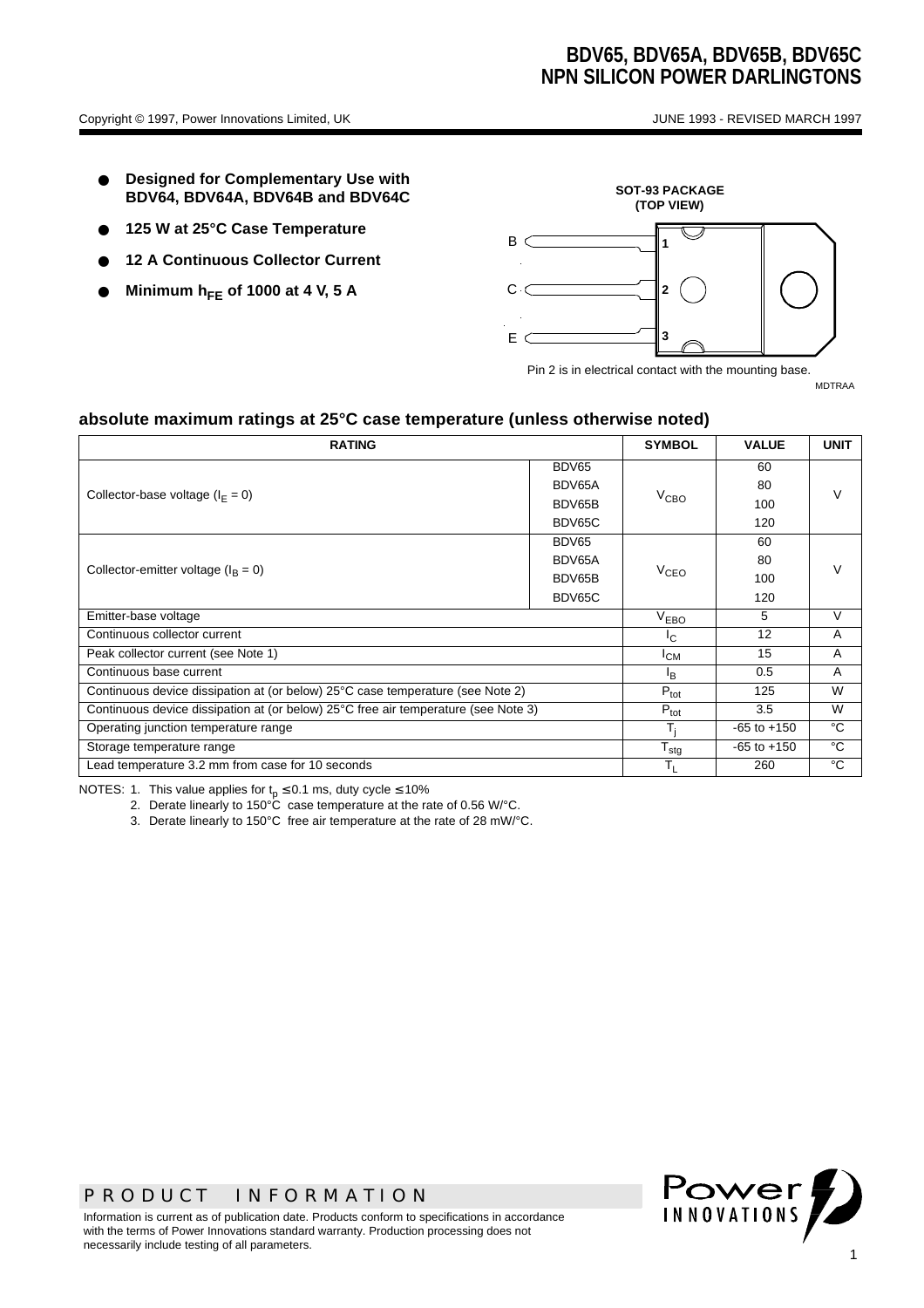# BDV65, BDV65A, BDV65B, BDV65C
# NPN SILICON POWER DARLINGTONS

Copyright © 1997, Power Innovations Limited, UK

JUNE 1993 - REVISED MARCH 1997

- **Designed for Complementary Use with BDV64, BDV64A, BDV64B and BDV64C**
- **125 W at 25°C Case Temperature**
- **12 A Continuous Collector Current**
- **Minimum $h_{FE}$ of 1000 at 4 V, 5 A**

**SOT-93 PACKAGE (TOP VIEW)**

B 1
C 2
E 3

Pin 2 is in electrical contact with the mounting base.

MDTRAA

## absolute maximum ratings at 25°C case temperature (unless otherwise noted)

| RATING | | SYMBOL | VALUE | UNIT |
|---|---|---|---|---|
| Collector-base voltage ($I_E$ = 0) | BDV65 | $V_{CBO}$ | 60 | V |
| | BDV65A | | 80 | |
| | BDV65B | | 100 | |
| | BDV65C | | 120 | |
| Collector-emitter voltage ($I_B$ = 0) | BDV65 | $V_{CEO}$ | 60 | V |
| | BDV65A | | 80 | |
| | BDV65B | | 100 | |
| | BDV65C | | 120 | |
| Emitter-base voltage | | $V_{EBO}$ | 5 | V |
| Continuous collector current | | $I_C$ | 12 | A |
| Peak collector current (see Note 1) | | $I_{CM}$ | 15 | A |
| Continuous base current | | $I_B$ | 0.5 | A |
| Continuous device dissipation at (or below) 25°C case temperature (see Note 2) | | $P_{tot}$ | 125 | W |
| Continuous device dissipation at (or below) 25°C free air temperature (see Note 3) | | $P_{tot}$ | 3.5 | W |
| Operating junction temperature range | | $T_j$ | -65 to +150 | °C |
| Storage temperature range | | $T_{stg}$ | -65 to +150 | °C |
| Lead temperature 3.2 mm from case for 10 seconds | | $T_L$ | 260 | °C |

NOTES: 1. This value applies for $t_p \leq 0.1$ ms, duty cycle ≤ 10%

2. Derate linearly to 150°C case temperature at the rate of 0.56 W/°C.

3. Derate linearly to 150°C free air temperature at the rate of 28 mW/°C.

PRODUCT INFORMATION

Information is current as of publication date. Products conform to specifications in accordance with the terms of Power Innovations standard warranty. Production processing does not necessarily include testing of all parameters.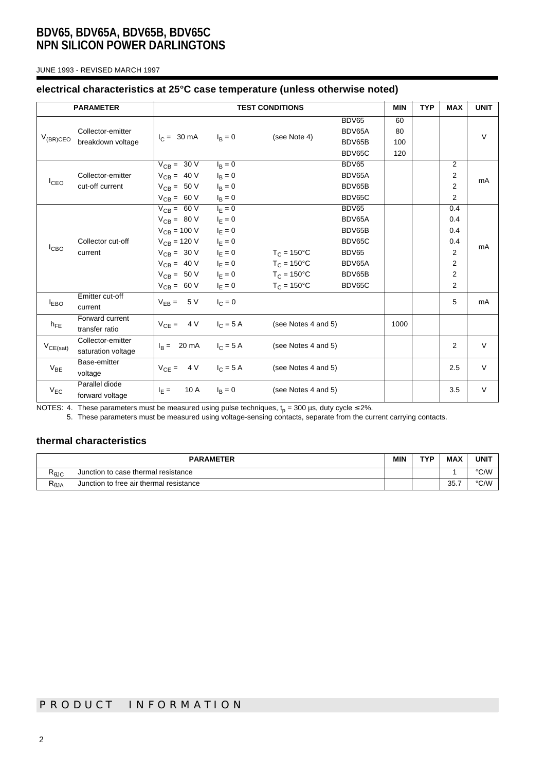# BDV65, BDV65A, BDV65B, BDV65C
# NPN SILICON POWER DARLINGTONS

JUNE 1993 - REVISED MARCH 1997

### electrical characteristics at 25°C case temperature (unless otherwise noted)

| PARAMETER | | TEST CONDITIONS | | | | MIN | TYP | MAX | UNIT |
|---|---|---|---|---|---|---|---|---|---|
| $V_{(BR)CEO}$ | Collector-emitter breakdown voltage | $I_C$ = 30 mA | $I_B$ = 0 | (see Note 4) | BDV65 | 60 | | | V |
| | | | | | BDV65A | 80 | | | |
| | | | | | BDV65B | 100 | | | |
| | | | | | BDV65C | 120 | | | |
| $I_{CEO}$ | Collector-emitter cut-off current | $V_{CB}$ = 30 V | $I_B$ = 0 | | BDV65 | | | 2 | mA |
| | | $V_{CB}$ = 40 V | $I_B$ = 0 | | BDV65A | | | 2 | |
| | | $V_{CB}$ = 50 V | $I_B$ = 0 | | BDV65B | | | 2 | |
| | | $V_{CB}$ = 60 V | $I_B$ = 0 | | BDV65C | | | 2 | |
| $I_{CBO}$ | Collector cut-off current | $V_{CB}$ = 60 V | $I_E$ = 0 | | BDV65 | | | 0.4 | mA |
| | | $V_{CB}$ = 80 V | $I_E$ = 0 | | BDV65A | | | 0.4 | |
| | | $V_{CB}$ = 100 V | $I_E$ = 0 | | BDV65B | | | 0.4 | |
| | | $V_{CB}$ = 120 V | $I_E$ = 0 | | BDV65C | | | 0.4 | |
| | | $V_{CB}$ = 30 V | $I_E$ = 0 | $T_C$ = 150°C | BDV65 | | | 2 | |
| | | $V_{CB}$ = 40 V | $I_E$ = 0 | $T_C$ = 150°C | BDV65A | | | 2 | |
| | | $V_{CB}$ = 50 V | $I_E$ = 0 | $T_C$ = 150°C | BDV65B | | | 2 | |
| | | $V_{CB}$ = 60 V | $I_E$ = 0 | $T_C$ = 150°C | BDV65C | | | 2 | |
| $I_{EBO}$ | Emitter cut-off current | $V_{EB}$ = 5 V | $I_C$ = 0 | | | | | 5 | mA |
| $h_{FE}$ | Forward current transfer ratio | $V_{CE}$ = 4 V | $I_C$ = 5 A | (see Notes 4 and 5) | | 1000 | | | |
| $V_{CE(sat)}$ | Collector-emitter saturation voltage | $I_B$ = 20 mA | $I_C$ = 5 A | (see Notes 4 and 5) | | | | 2 | V |
| $V_{BE}$ | Base-emitter voltage | $V_{CE}$ = 4 V | $I_C$ = 5 A | (see Notes 4 and 5) | | | | 2.5 | V |
| $V_{EC}$ | Parallel diode forward voltage | $I_E$ = 10 A | $I_B$ = 0 | (see Notes 4 and 5) | | | | 3.5 | V |

NOTES: 4. These parameters must be measured using pulse techniques, $t_p$ = 300 µs, duty cycle ≤ 2%.
5. These parameters must be measured using voltage-sensing contacts, separate from the current carrying contacts.

### thermal characteristics

| PARAMETER | | MIN | TYP | MAX | UNIT |
|---|---|---|---|---|---|
| $R_{\theta JC}$ | Junction to case thermal resistance | | | 1 | °C/W |
| $R_{\theta JA}$ | Junction to free air thermal resistance | | | 35.7 | °C/W |

PRODUCT INFORMATION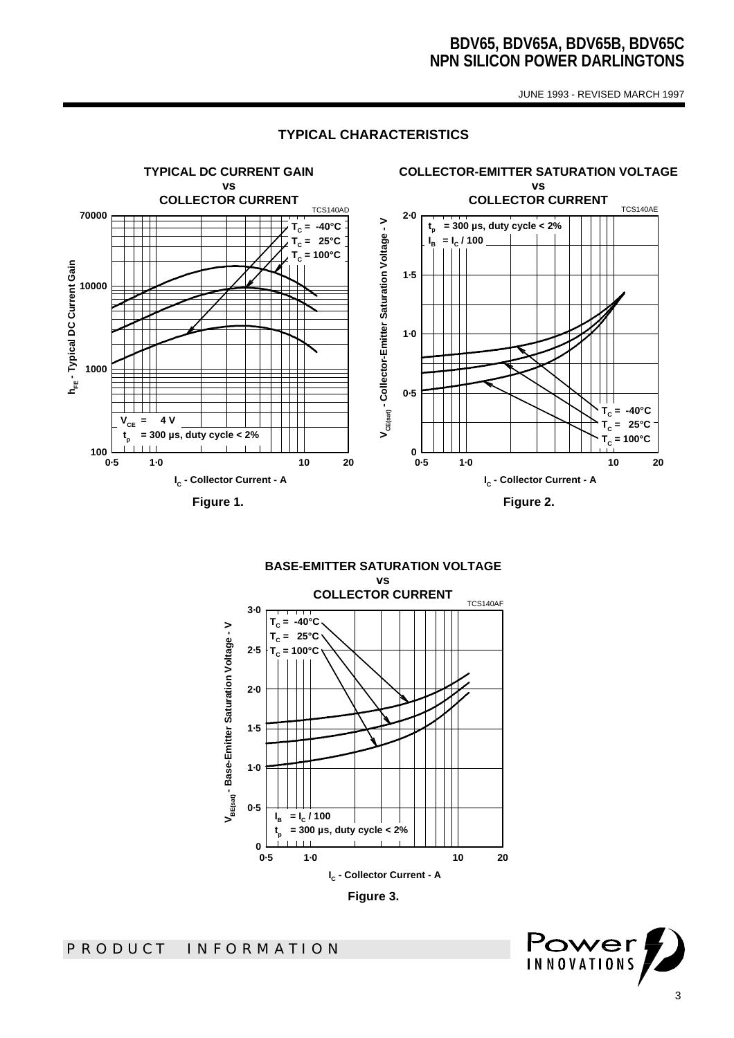## TYPICAL CHARACTERISTICS

**TYPICAL DC CURRENT GAIN vs COLLECTOR CURRENT**

TCS140AD

$h_{FE}$ - Typical DC Current Gain

$T_C$ = -40°C
$T_C$ = 25°C
$T_C$ = 100°C

$V_{CE}$ = 4 V
$t_p$ = 300 µs, duty cycle < 2%

$I_C$ - Collector Current - A

**Figure 1.**

**COLLECTOR-EMITTER SATURATION VOLTAGE vs COLLECTOR CURRENT**

TCS140AE

$V_{CE(sat)}$ - Collector-Emitter Saturation Voltage - V

$t_p$ = 300 µs, duty cycle < 2%
$I_B$ = $I_C$ / 100

$T_C$ = -40°C
$T_C$ = 25°C
$T_C$ = 100°C

$I_C$ - Collector Current - A

**Figure 2.**

**BASE-EMITTER SATURATION VOLTAGE vs COLLECTOR CURRENT**

TCS140AF

$V_{BE(sat)}$ - Base-Emitter Saturation Voltage - V

$T_C$ = -40°C
$T_C$ = 25°C
$T_C$ = 100°C

$I_B$ = $I_C$ / 100
$t_p$ = 300 µs, duty cycle < 2%

$I_C$ - Collector Current - A

**Figure 3.**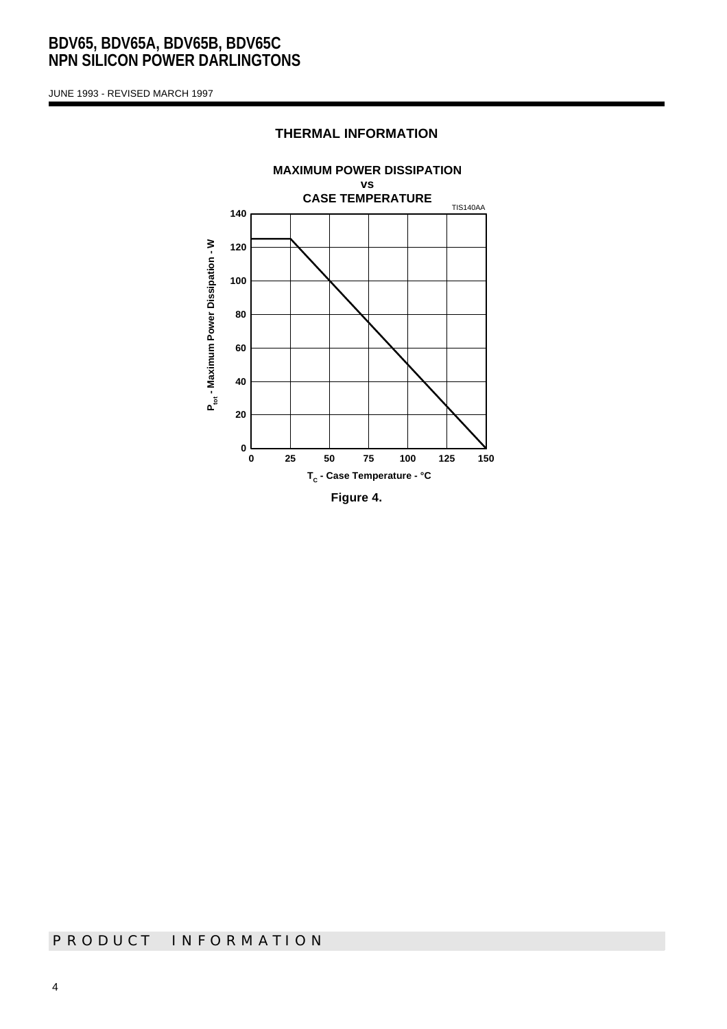## THERMAL INFORMATION

**MAXIMUM POWER DISSIPATION**
**vs**
**CASE TEMPERATURE**

TIS140AA

$P_{tot}$ - Maximum Power Dissipation - W

$T_C$ - Case Temperature - °C

**Figure 4.**

PRODUCT INFORMATION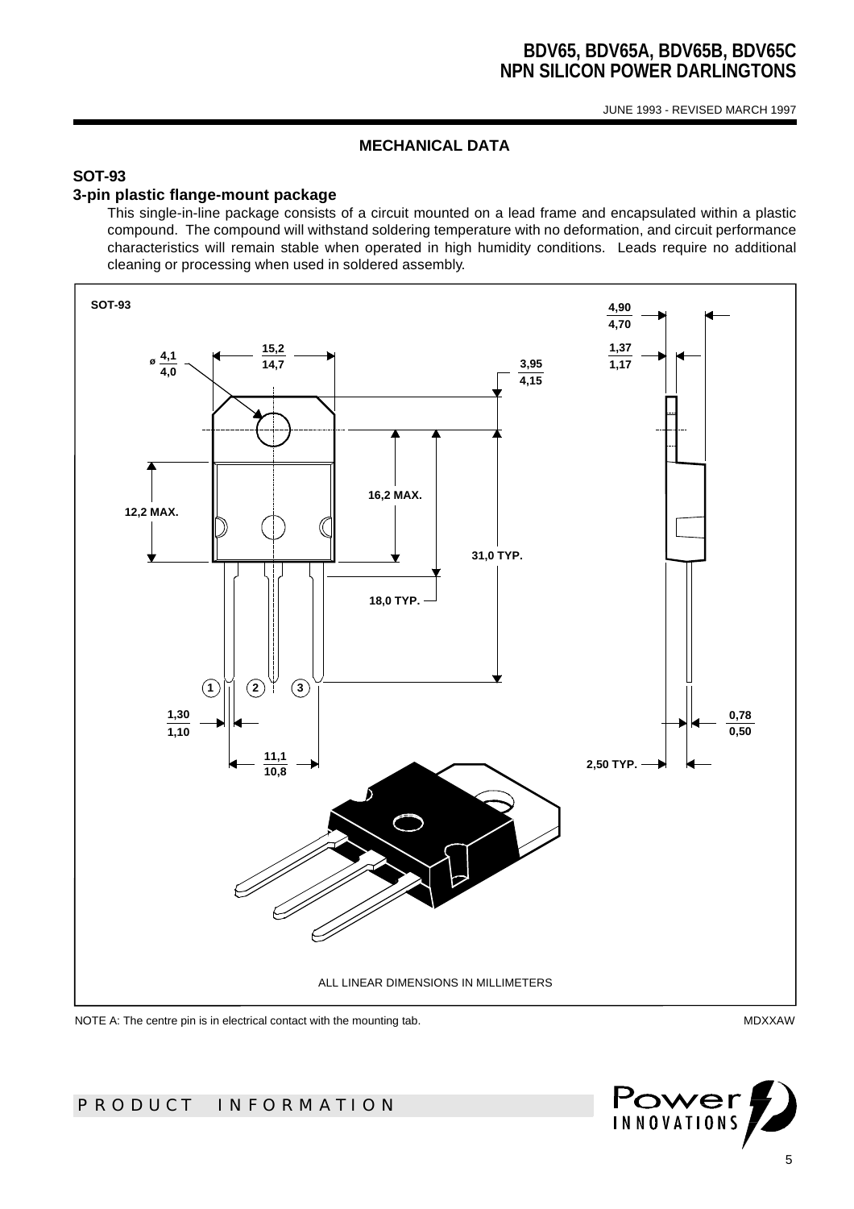## MECHANICAL DATA

### SOT-93

### 3-pin plastic flange-mount package

This single-in-line package consists of a circuit mounted on a lead frame and encapsulated within a plastic compound. The compound will withstand soldering temperature with no deformation, and circuit performance characteristics will remain stable when operated in high humidity conditions. Leads require no additional cleaning or processing when used in soldered assembly.

SOT-93

ALL LINEAR DIMENSIONS IN MILLIMETERS

NOTE A: The centre pin is in electrical contact with the mounting tab.

MDXXAW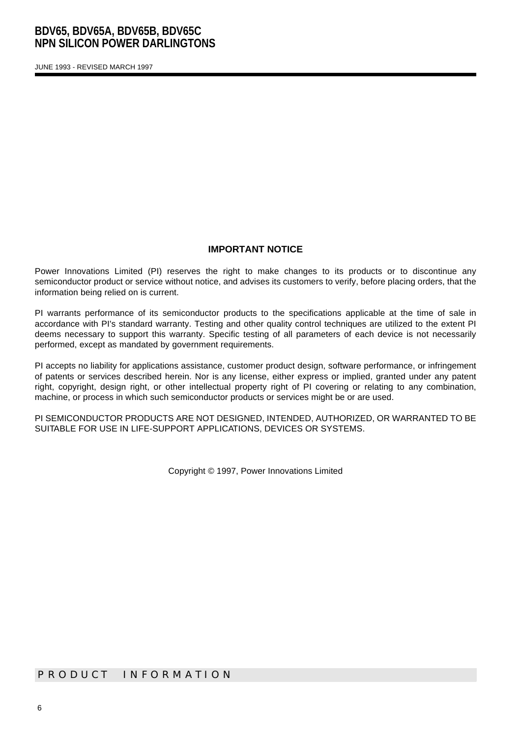## IMPORTANT NOTICE

Power Innovations Limited (PI) reserves the right to make changes to its products or to discontinue any semiconductor product or service without notice, and advises its customers to verify, before placing orders, that the information being relied on is current.

PI warrants performance of its semiconductor products to the specifications applicable at the time of sale in accordance with PI's standard warranty. Testing and other quality control techniques are utilized to the extent PI deems necessary to support this warranty. Specific testing of all parameters of each device is not necessarily performed, except as mandated by government requirements.

PI accepts no liability for applications assistance, customer product design, software performance, or infringement of patents or services described herein. Nor is any license, either express or implied, granted under any patent right, copyright, design right, or other intellectual property right of PI covering or relating to any combination, machine, or process in which such semiconductor products or services might be or are used.

PI SEMICONDUCTOR PRODUCTS ARE NOT DESIGNED, INTENDED, AUTHORIZED, OR WARRANTED TO BE SUITABLE FOR USE IN LIFE-SUPPORT APPLICATIONS, DEVICES OR SYSTEMS.

Copyright © 1997, Power Innovations Limited